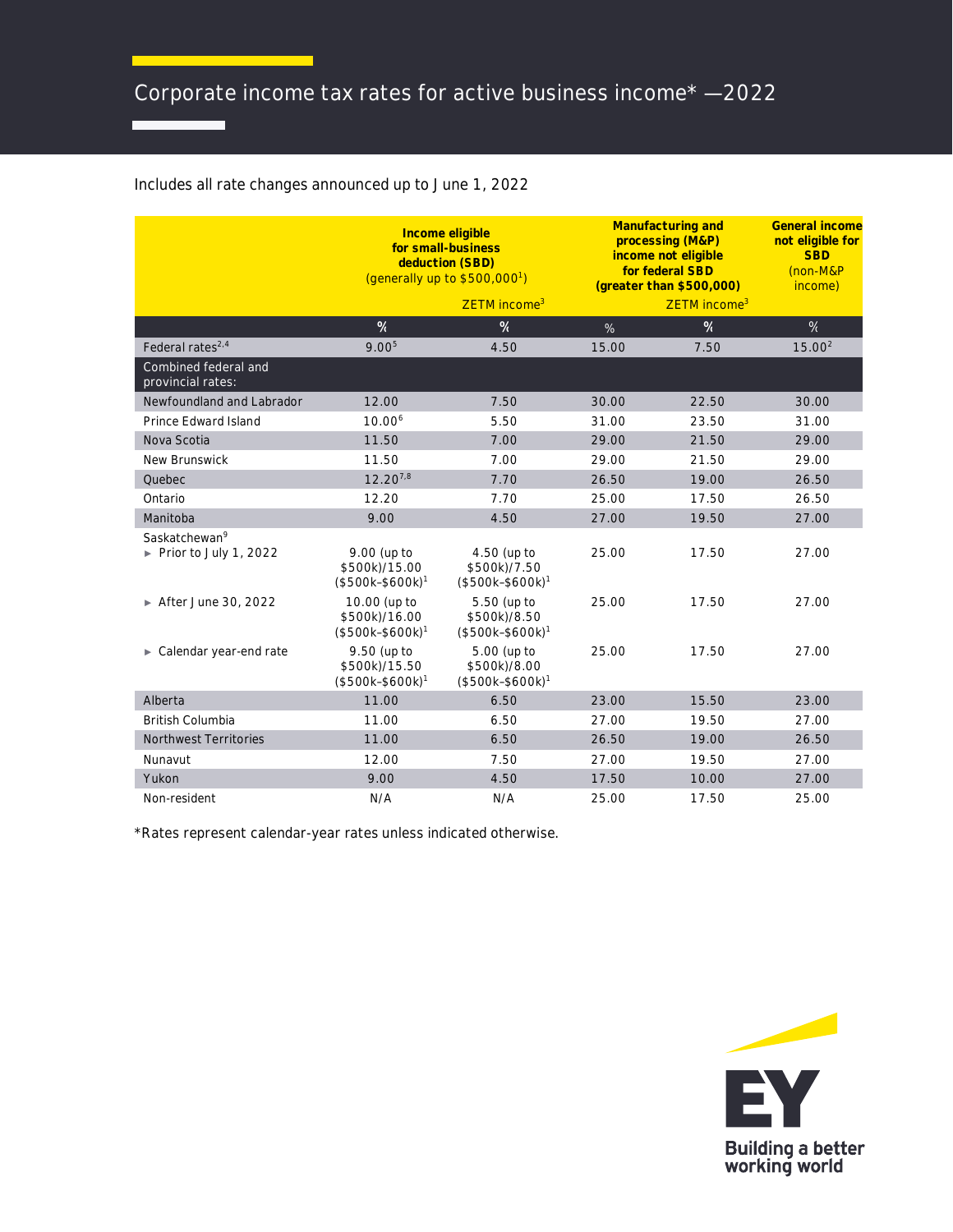# Corporate income tax rates for active business income* —2022

Includes all rate changes announced up to June 1, 2022

| | Income eligible for small-business deduction (SBD) (generally up to $500,000[1]) | | Manufacturing and processing (M&P) income not eligible for federal SBD (greater than $500,000) | | General income not eligible for SBD (non-M&P income) |
|---|---|---|---|---|---|
| | | ZETM income[3] | | ZETM income[3] | |
| | % | % | % | % | % |
| Federal rates[2,4] | 9.00[5] | 4.50 | 15.00 | 7.50 | 15.00[2] |
| **Combined federal and provincial rates:** | | | | | |
| Newfoundland and Labrador | 12.00 | 7.50 | 30.00 | 22.50 | 30.00 |
| Prince Edward Island | 10.00[6] | 5.50 | 31.00 | 23.50 | 31.00 |
| Nova Scotia | 11.50 | 7.00 | 29.00 | 21.50 | 29.00 |
| New Brunswick | 11.50 | 7.00 | 29.00 | 21.50 | 29.00 |
| Quebec | 12.20[7,8] | 7.70 | 26.50 | 19.00 | 26.50 |
| Ontario | 12.20 | 7.70 | 25.00 | 17.50 | 26.50 |
| Manitoba | 9.00 | 4.50 | 27.00 | 19.50 | 27.00 |
| Saskatchewan[9] | | | | | |
| ► Prior to July 1, 2022 | 9.00 (up to $500k)/15.00 ($500k–$600k)[1] | 4.50 (up to $500k)/7.50 ($500k–$600k)[1] | 25.00 | 17.50 | 27.00 |
| ► After June 30, 2022 | 10.00 (up to $500k)/16.00 ($500k–$600k)[1] | 5.50 (up to $500k)/8.50 ($500k–$600k)[1] | 25.00 | 17.50 | 27.00 |
| ► Calendar year-end rate | 9.50 (up to $500k)/15.50 ($500k–$600k)[1] | 5.00 (up to $500k)/8.00 ($500k–$600k)[1] | 25.00 | 17.50 | 27.00 |
| Alberta | 11.00 | 6.50 | 23.00 | 15.50 | 23.00 |
| British Columbia | 11.00 | 6.50 | 27.00 | 19.50 | 27.00 |
| Northwest Territories | 11.00 | 6.50 | 26.50 | 19.00 | 26.50 |
| Nunavut | 12.00 | 7.50 | 27.00 | 19.50 | 27.00 |
| Yukon | 9.00 | 4.50 | 17.50 | 10.00 | 27.00 |
| Non-resident | N/A | N/A | 25.00 | 17.50 | 25.00 |

*Rates represent calendar-year rates unless indicated otherwise.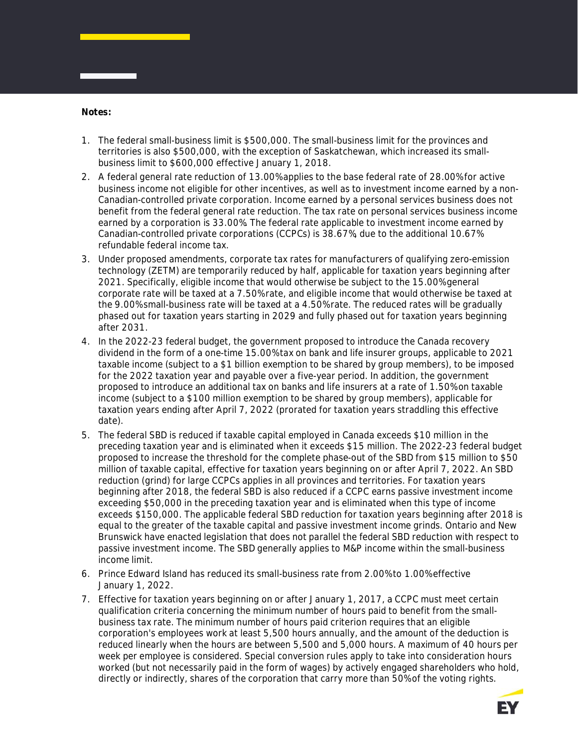**Notes:**

1. The federal small-business limit is $500,000. The small-business limit for the provinces and territories is also $500,000, with the exception of Saskatchewan, which increased its small-business limit to $600,000 effective January 1, 2018.
2. A federal general rate reduction of 13.00% applies to the base federal rate of 28.00% for active business income not eligible for other incentives, as well as to investment income earned by a non-Canadian-controlled private corporation. Income earned by a personal services business does not benefit from the federal general rate reduction. The tax rate on personal services business income earned by a corporation is 33.00%. The federal rate applicable to investment income earned by Canadian-controlled private corporations (CCPCs) is 38.67%, due to the additional 10.67% refundable federal income tax.
3. Under proposed amendments, corporate tax rates for manufacturers of qualifying zero-emission technology (ZETM) are temporarily reduced by half, applicable for taxation years beginning after 2021. Specifically, eligible income that would otherwise be subject to the 15.00% general corporate rate will be taxed at a 7.50% rate, and eligible income that would otherwise be taxed at the 9.00% small-business rate will be taxed at a 4.50% rate. The reduced rates will be gradually phased out for taxation years starting in 2029 and fully phased out for taxation years beginning after 2031.
4. In the 2022-23 federal budget, the government proposed to introduce the Canada recovery dividend in the form of a one-time 15.00% tax on bank and life insurer groups, applicable to 2021 taxable income (subject to a $1 billion exemption to be shared by group members), to be imposed for the 2022 taxation year and payable over a five-year period. In addition, the government proposed to introduce an additional tax on banks and life insurers at a rate of 1.50% on taxable income (subject to a $100 million exemption to be shared by group members), applicable for taxation years ending after April 7, 2022 (prorated for taxation years straddling this effective date).
5. The federal SBD is reduced if taxable capital employed in Canada exceeds $10 million in the preceding taxation year and is eliminated when it exceeds $15 million. The 2022-23 federal budget proposed to increase the threshold for the complete phase-out of the SBD from $15 million to $50 million of taxable capital, effective for taxation years beginning on or after April 7, 2022. An SBD reduction (grind) for large CCPCs applies in all provinces and territories. For taxation years beginning after 2018, the federal SBD is also reduced if a CCPC earns passive investment income exceeding $50,000 in the preceding taxation year and is eliminated when this type of income exceeds $150,000. The applicable federal SBD reduction for taxation years beginning after 2018 is equal to the greater of the taxable capital and passive investment income grinds. Ontario and New Brunswick have enacted legislation that does not parallel the federal SBD reduction with respect to passive investment income. The SBD generally applies to M&P income within the small-business income limit.
6. Prince Edward Island has reduced its small-business rate from 2.00% to 1.00% effective January 1, 2022.
7. Effective for taxation years beginning on or after January 1, 2017, a CCPC must meet certain qualification criteria concerning the minimum number of hours paid to benefit from the small-business tax rate. The minimum number of hours paid criterion requires that an eligible corporation's employees work at least 5,500 hours annually, and the amount of the deduction is reduced linearly when the hours are between 5,500 and 5,000 hours. A maximum of 40 hours per week per employee is considered. Special conversion rules apply to take into consideration hours worked (but not necessarily paid in the form of wages) by actively engaged shareholders who hold, directly or indirectly, shares of the corporation that carry more than 50% of the voting rights.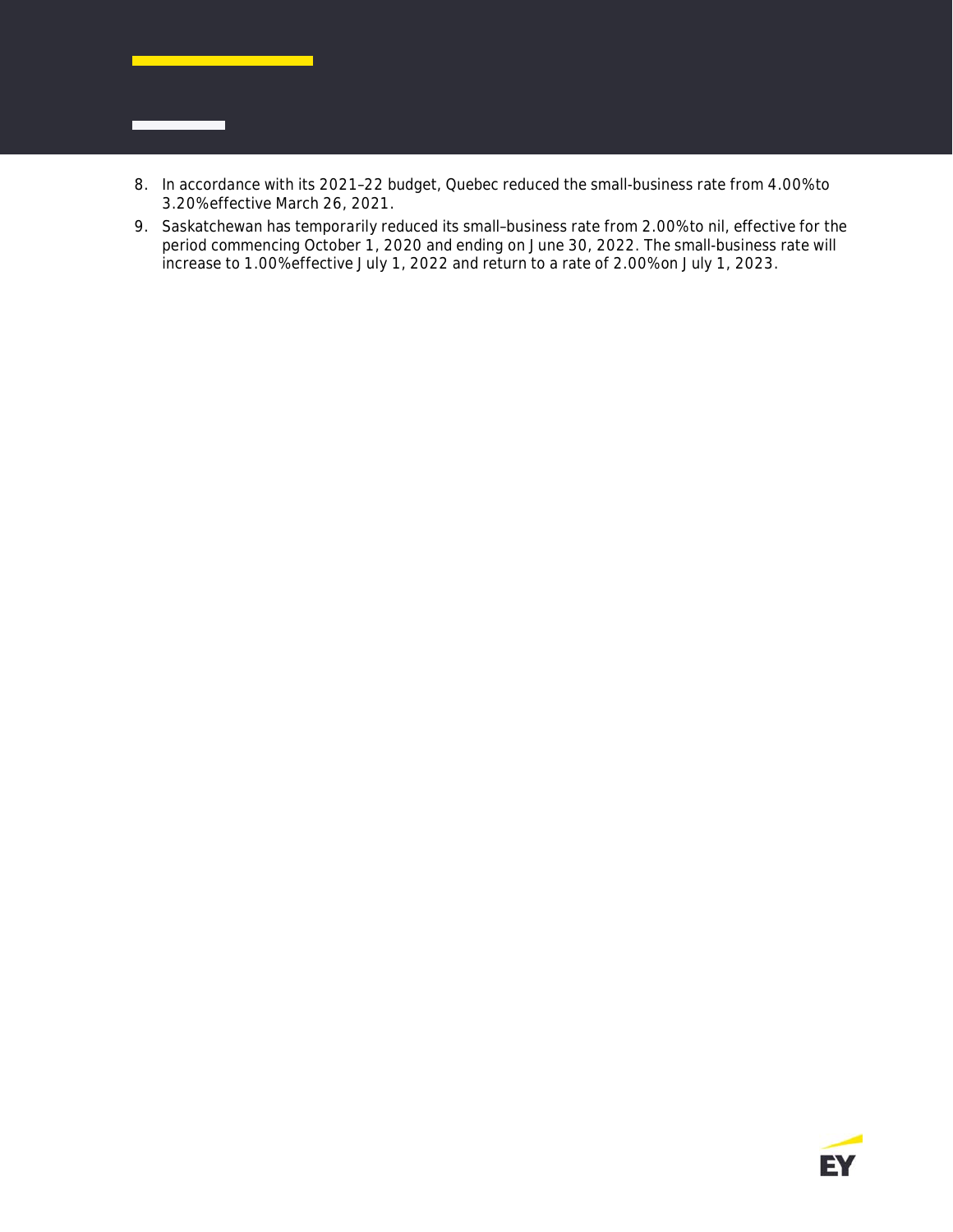8. In accordance with its 2021–22 budget, Quebec reduced the small-business rate from 4.00% to 3.20% effective March 26, 2021.
9. Saskatchewan has temporarily reduced its small–business rate from 2.00% to nil, effective for the period commencing October 1, 2020 and ending on June 30, 2022. The small-business rate will increase to 1.00% effective July 1, 2022 and return to a rate of 2.00% on July 1, 2023.